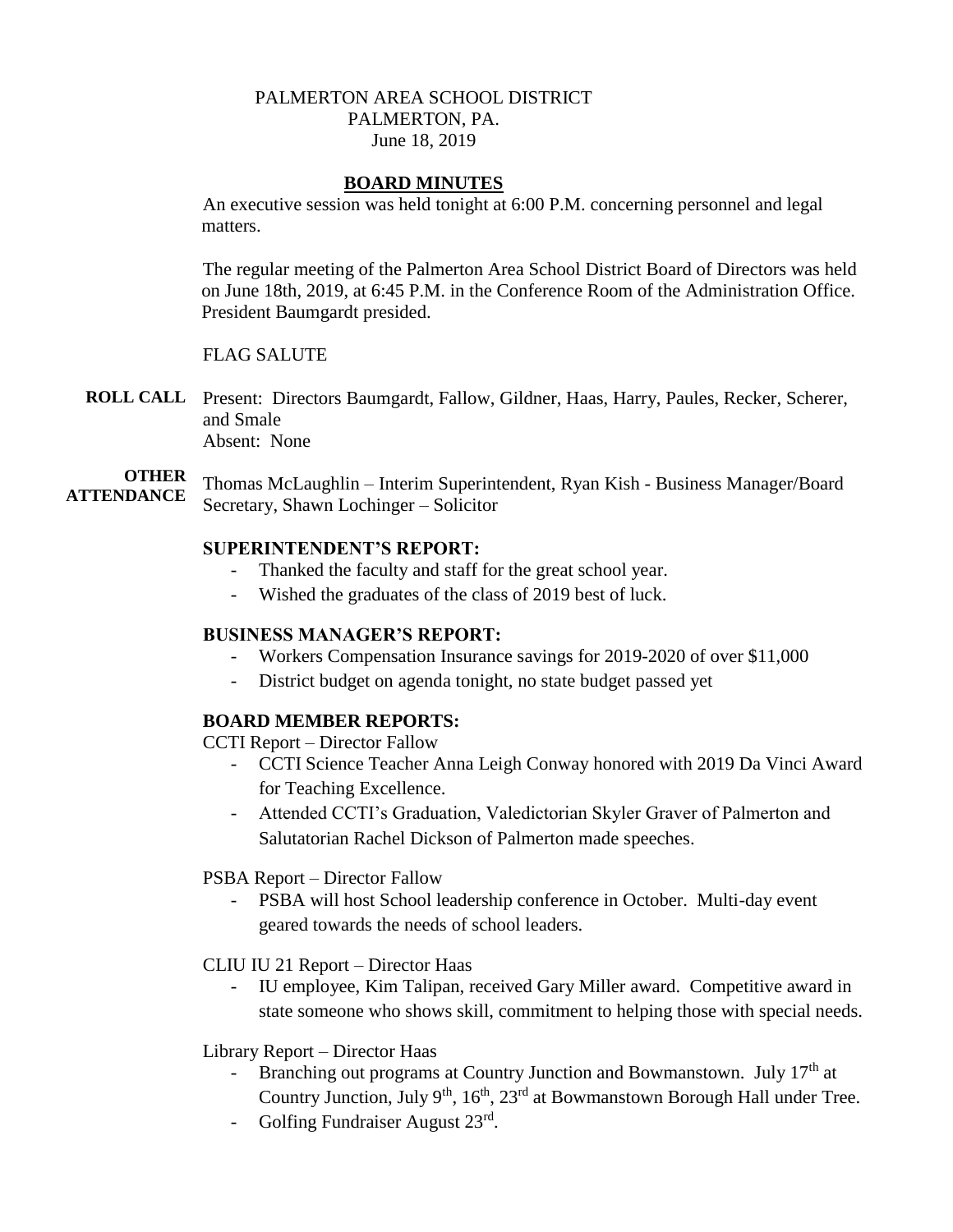PALMERTON AREA SCHOOL DISTRICT
PALMERTON, PA.
June 18, 2019

## BOARD MINUTES

An executive session was held tonight at 6:00 P.M. concerning personnel and legal matters.

The regular meeting of the Palmerton Area School District Board of Directors was held on June 18th, 2019, at 6:45 P.M. in the Conference Room of the Administration Office. President Baumgardt presided.

FLAG SALUTE

**ROLL CALL** Present: Directors Baumgardt, Fallow, Gildner, Haas, Harry, Paules, Recker, Scherer, and Smale
Absent: None

**OTHER ATTENDANCE** Thomas McLaughlin – Interim Superintendent, Ryan Kish - Business Manager/Board Secretary, Shawn Lochinger – Solicitor

### SUPERINTENDENT'S REPORT:

- Thanked the faculty and staff for the great school year.
- Wished the graduates of the class of 2019 best of luck.

### BUSINESS MANAGER'S REPORT:

- Workers Compensation Insurance savings for 2019-2020 of over $11,000
- District budget on agenda tonight, no state budget passed yet

### BOARD MEMBER REPORTS:

CCTI Report – Director Fallow

- CCTI Science Teacher Anna Leigh Conway honored with 2019 Da Vinci Award for Teaching Excellence.
- Attended CCTI's Graduation, Valedictorian Skyler Graver of Palmerton and Salutatorian Rachel Dickson of Palmerton made speeches.

PSBA Report – Director Fallow

- PSBA will host School leadership conference in October. Multi-day event geared towards the needs of school leaders.

CLIU IU 21 Report – Director Haas

- IU employee, Kim Talipan, received Gary Miller award. Competitive award in state someone who shows skill, commitment to helping those with special needs.

Library Report – Director Haas

- Branching out programs at Country Junction and Bowmanstown. July 17th at Country Junction, July 9th, 16th, 23rd at Bowmanstown Borough Hall under Tree.
- Golfing Fundraiser August 23rd.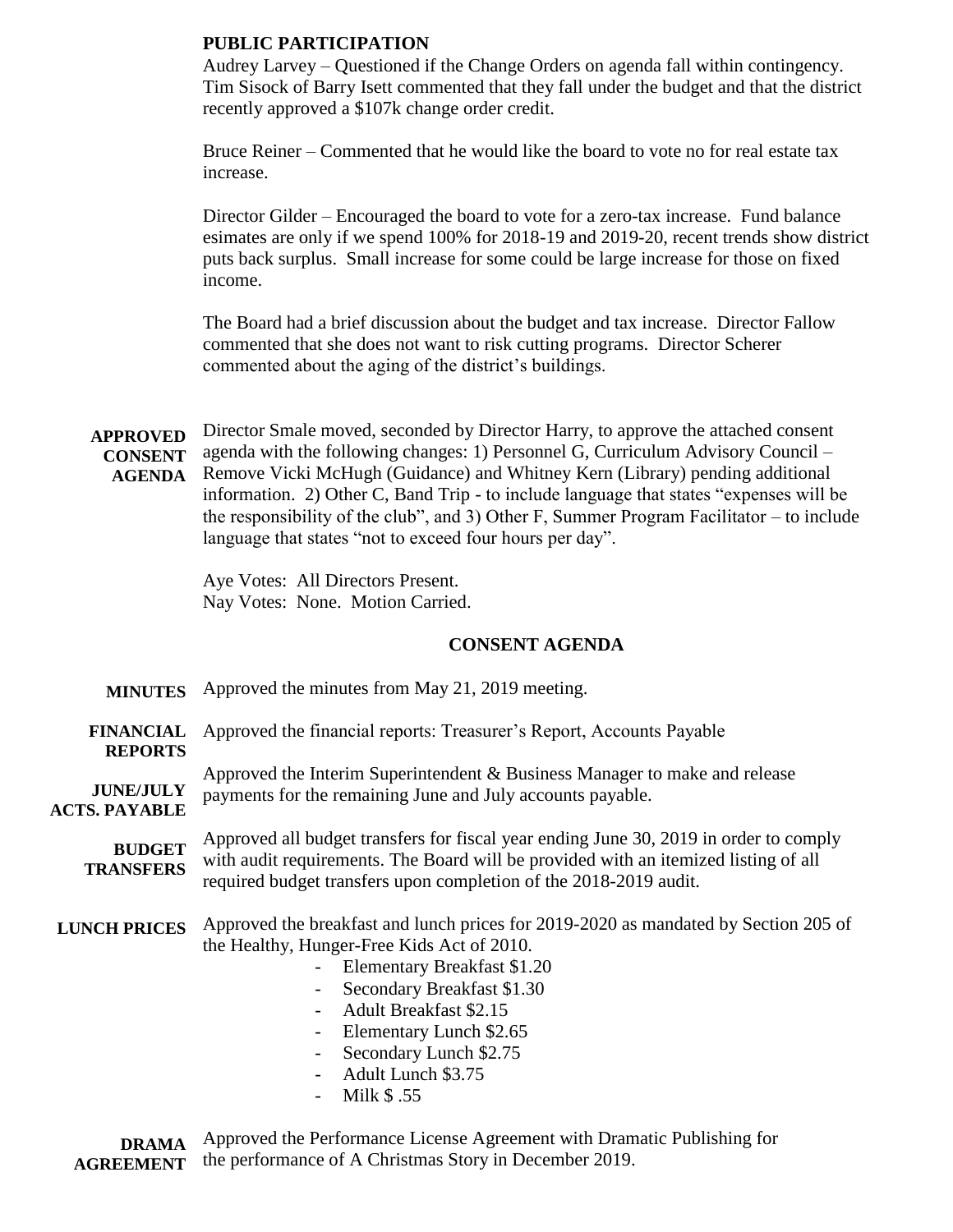**PUBLIC PARTICIPATION**

Audrey Larvey – Questioned if the Change Orders on agenda fall within contingency. Tim Sisock of Barry Isett commented that they fall under the budget and that the district recently approved a $107k change order credit.

Bruce Reiner – Commented that he would like the board to vote no for real estate tax increase.

Director Gilder – Encouraged the board to vote for a zero-tax increase. Fund balance esimates are only if we spend 100% for 2018-19 and 2019-20, recent trends show district puts back surplus. Small increase for some could be large increase for those on fixed income.

The Board had a brief discussion about the budget and tax increase. Director Fallow commented that she does not want to risk cutting programs. Director Scherer commented about the aging of the district's buildings.

**APPROVED CONSENT AGENDA** Director Smale moved, seconded by Director Harry, to approve the attached consent agenda with the following changes: 1) Personnel G, Curriculum Advisory Council – Remove Vicki McHugh (Guidance) and Whitney Kern (Library) pending additional information. 2) Other C, Band Trip - to include language that states "expenses will be the responsibility of the club", and 3) Other F, Summer Program Facilitator – to include language that states "not to exceed four hours per day".

Aye Votes: All Directors Present.
Nay Votes: None. Motion Carried.

## CONSENT AGENDA

**MINUTES** Approved the minutes from May 21, 2019 meeting.

**FINANCIAL REPORTS** Approved the financial reports: Treasurer's Report, Accounts Payable

**JUNE/JULY ACTS. PAYABLE** Approved the Interim Superintendent & Business Manager to make and release payments for the remaining June and July accounts payable.

**BUDGET TRANSFERS** Approved all budget transfers for fiscal year ending June 30, 2019 in order to comply with audit requirements. The Board will be provided with an itemized listing of all required budget transfers upon completion of the 2018-2019 audit.

**LUNCH PRICES** Approved the breakfast and lunch prices for 2019-2020 as mandated by Section 205 of the Healthy, Hunger-Free Kids Act of 2010.

- Elementary Breakfast $1.20
- Secondary Breakfast $1.30
- Adult Breakfast $2.15
- Elementary Lunch $2.65
- Secondary Lunch $2.75
- Adult Lunch $3.75
- Milk $ .55

**DRAMA AGREEMENT** Approved the Performance License Agreement with Dramatic Publishing for the performance of A Christmas Story in December 2019.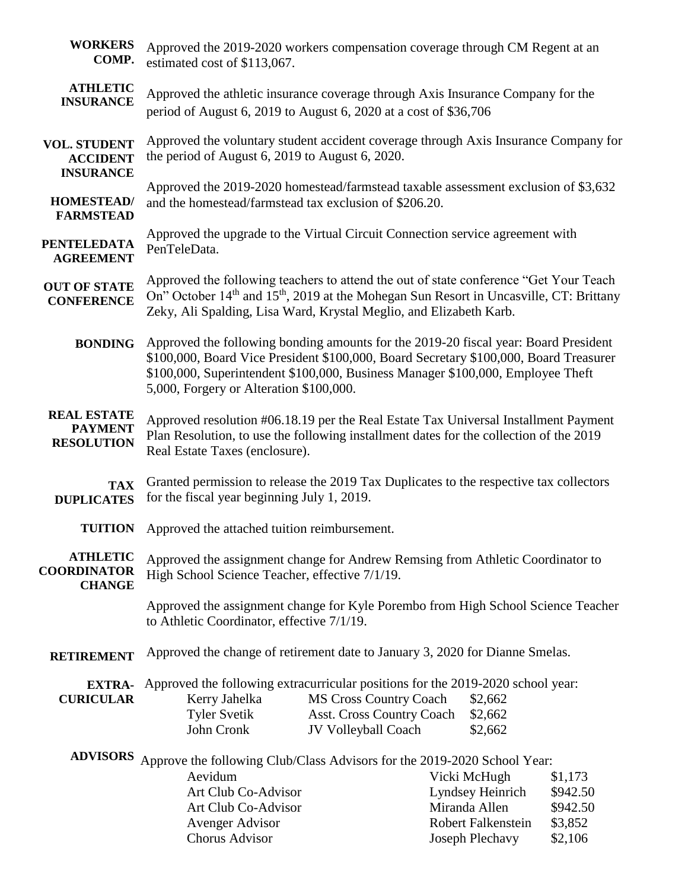**WORKERS COMP.** Approved the 2019-2020 workers compensation coverage through CM Regent at an estimated cost of $113,067.

**ATHLETIC INSURANCE** Approved the athletic insurance coverage through Axis Insurance Company for the period of August 6, 2019 to August 6, 2020 at a cost of $36,706

**VOL. STUDENT ACCIDENT INSURANCE** Approved the voluntary student accident coverage through Axis Insurance Company for the period of August 6, 2019 to August 6, 2020.

**HOMESTEAD/ FARMSTEAD** Approved the 2019-2020 homestead/farmstead taxable assessment exclusion of $3,632 and the homestead/farmstead tax exclusion of $206.20.

**PENTELEDATA AGREEMENT** Approved the upgrade to the Virtual Circuit Connection service agreement with PenTeleData.

**OUT OF STATE CONFERENCE** Approved the following teachers to attend the out of state conference "Get Your Teach On" October 14th and 15th, 2019 at the Mohegan Sun Resort in Uncasville, CT: Brittany Zeky, Ali Spalding, Lisa Ward, Krystal Meglio, and Elizabeth Karb.

**BONDING** Approved the following bonding amounts for the 2019-20 fiscal year: Board President $100,000, Board Vice President $100,000, Board Secretary $100,000, Board Treasurer $100,000, Superintendent $100,000, Business Manager $100,000, Employee Theft 5,000, Forgery or Alteration $100,000.

**REAL ESTATE PAYMENT RESOLUTION** Approved resolution #06.18.19 per the Real Estate Tax Universal Installment Payment Plan Resolution, to use the following installment dates for the collection of the 2019 Real Estate Taxes (enclosure).

**TAX DUPLICATES** Granted permission to release the 2019 Tax Duplicates to the respective tax collectors for the fiscal year beginning July 1, 2019.

**TUITION** Approved the attached tuition reimbursement.

**ATHLETIC COORDINATOR CHANGE** Approved the assignment change for Andrew Remsing from Athletic Coordinator to High School Science Teacher, effective 7/1/19.

Approved the assignment change for Kyle Porembo from High School Science Teacher to Athletic Coordinator, effective 7/1/19.

**RETIREMENT** Approved the change of retirement date to January 3, 2020 for Dianne Smelas.

**EXTRA-CURICULAR** Approved the following extracurricular positions for the 2019-2020 school year:

| | | |
|---|---|---|
| Kerry Jahelka | MS Cross Country Coach | $2,662 |
| Tyler Svetik | Asst. Cross Country Coach | $2,662 |
| John Cronk | JV Volleyball Coach | $2,662 |

**ADVISORS** Approve the following Club/Class Advisors for the 2019-2020 School Year:

| | | |
|---|---|---|
| Aevidum | Vicki McHugh | $1,173 |
| Art Club Co-Advisor | Lyndsey Heinrich | $942.50 |
| Art Club Co-Advisor | Miranda Allen | $942.50 |
| Avenger Advisor | Robert Falkenstein | $3,852 |
| Chorus Advisor | Joseph Plechavy | $2,106 |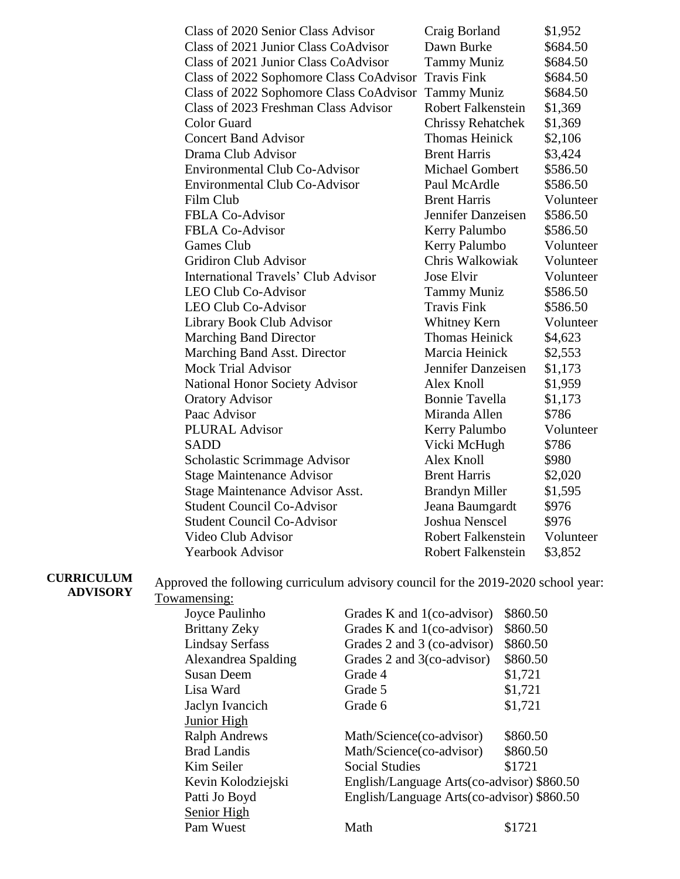| | | |
|---|---|---|
| Class of 2020 Senior Class Advisor | Craig Borland | $1,952 |
| Class of 2021 Junior Class CoAdvisor | Dawn Burke | $684.50 |
| Class of 2021 Junior Class CoAdvisor | Tammy Muniz | $684.50 |
| Class of 2022 Sophomore Class CoAdvisor | Travis Fink | $684.50 |
| Class of 2022 Sophomore Class CoAdvisor | Tammy Muniz | $684.50 |
| Class of 2023 Freshman Class Advisor | Robert Falkenstein | $1,369 |
| Color Guard | Chrissy Rehatchek | $1,369 |
| Concert Band Advisor | Thomas Heinick | $2,106 |
| Drama Club Advisor | Brent Harris | $3,424 |
| Environmental Club Co-Advisor | Michael Gombert | $586.50 |
| Environmental Club Co-Advisor | Paul McArdle | $586.50 |
| Film Club | Brent Harris | Volunteer |
| FBLA Co-Advisor | Jennifer Danzeisen | $586.50 |
| FBLA Co-Advisor | Kerry Palumbo | $586.50 |
| Games Club | Kerry Palumbo | Volunteer |
| Gridiron Club Advisor | Chris Walkowiak | Volunteer |
| International Travels' Club Advisor | Jose Elvir | Volunteer |
| LEO Club Co-Advisor | Tammy Muniz | $586.50 |
| LEO Club Co-Advisor | Travis Fink | $586.50 |
| Library Book Club Advisor | Whitney Kern | Volunteer |
| Marching Band Director | Thomas Heinick | $4,623 |
| Marching Band Asst. Director | Marcia Heinick | $2,553 |
| Mock Trial Advisor | Jennifer Danzeisen | $1,173 |
| National Honor Society Advisor | Alex Knoll | $1,959 |
| Oratory Advisor | Bonnie Tavella | $1,173 |
| Paac Advisor | Miranda Allen | $786 |
| PLURAL Advisor | Kerry Palumbo | Volunteer |
| SADD | Vicki McHugh | $786 |
| Scholastic Scrimmage Advisor | Alex Knoll | $980 |
| Stage Maintenance Advisor | Brent Harris | $2,020 |
| Stage Maintenance Advisor Asst. | Brandyn Miller | $1,595 |
| Student Council Co-Advisor | Jeana Baumgardt | $976 |
| Student Council Co-Advisor | Joshua Nenscel | $976 |
| Video Club Advisor | Robert Falkenstein | Volunteer |
| Yearbook Advisor | Robert Falkenstein | $3,852 |

**CURRICULUM ADVISORY**

Approved the following curriculum advisory council for the 2019-2020 school year:

Towamensing:

| | | |
|---|---|---|
| Joyce Paulinho | Grades K and 1(co-advisor) | $860.50 |
| Brittany Zeky | Grades K and 1(co-advisor) | $860.50 |
| Lindsay Serfass | Grades 2 and 3 (co-advisor) | $860.50 |
| Alexandrea Spalding | Grades 2 and 3(co-advisor) | $860.50 |
| Susan Deem | Grade 4 | $1,721 |
| Lisa Ward | Grade 5 | $1,721 |
| Jaclyn Ivancich | Grade 6 | $1,721 |

Junior High

| | | |
|---|---|---|
| Ralph Andrews | Math/Science(co-advisor) | $860.50 |
| Brad Landis | Math/Science(co-advisor) | $860.50 |
| Kim Seiler | Social Studies | $1721 |
| Kevin Kolodziejski | English/Language Arts(co-advisor) | $860.50 |
| Patti Jo Boyd | English/Language Arts(co-advisor) | $860.50 |

Senior High

| | | |
|---|---|---|
| Pam Wuest | Math | $1721 |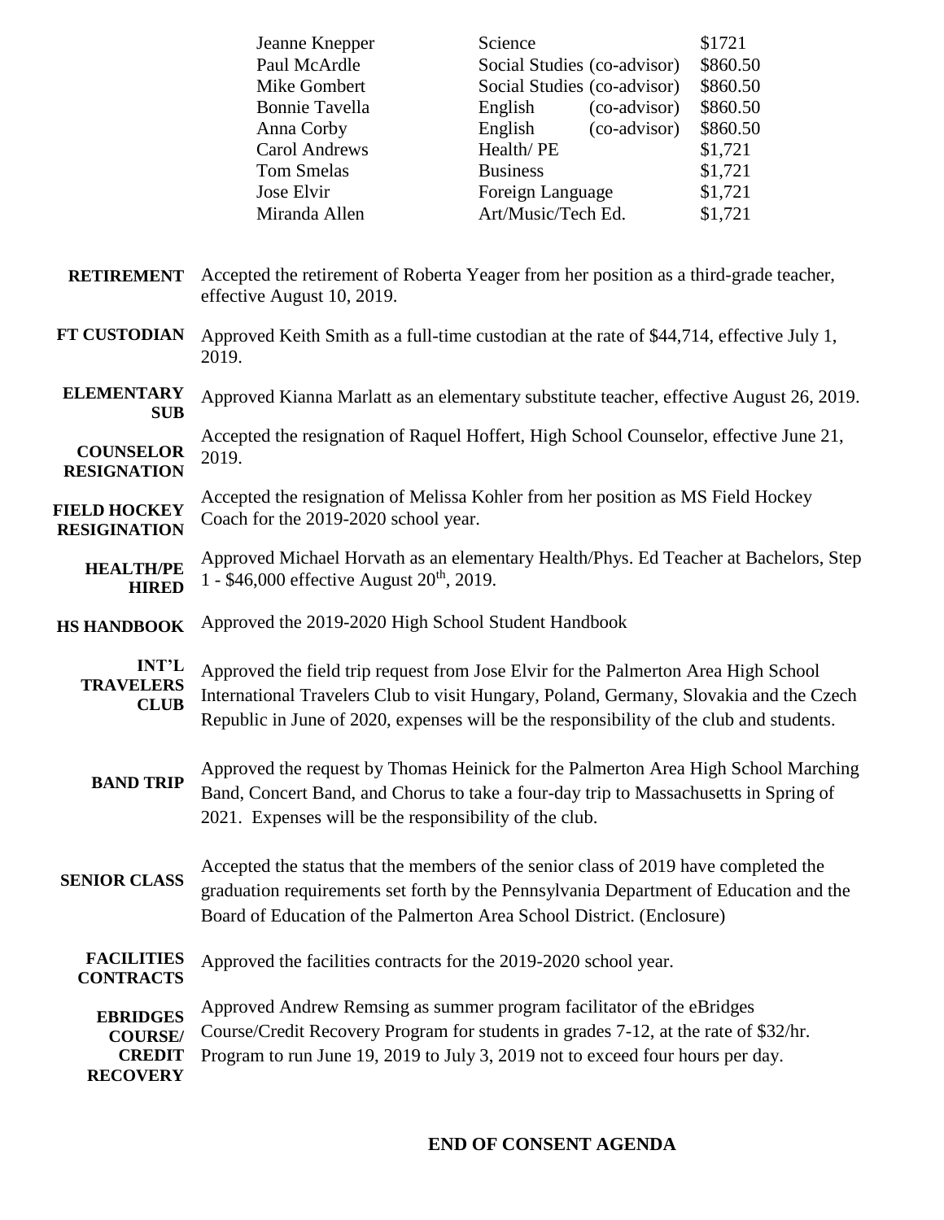| | | |
|---|---|---|
| Jeanne Knepper | Science | $1721 |
| Paul McArdle | Social Studies (co-advisor) | $860.50 |
| Mike Gombert | Social Studies (co-advisor) | $860.50 |
| Bonnie Tavella | English (co-advisor) | $860.50 |
| Anna Corby | English (co-advisor) | $860.50 |
| Carol Andrews | Health/ PE | $1,721 |
| Tom Smelas | Business | $1,721 |
| Jose Elvir | Foreign Language | $1,721 |
| Miranda Allen | Art/Music/Tech Ed. | $1,721 |

**RETIREMENT** Accepted the retirement of Roberta Yeager from her position as a third-grade teacher, effective August 10, 2019.

**FT CUSTODIAN** Approved Keith Smith as a full-time custodian at the rate of $44,714, effective July 1, 2019.

**ELEMENTARY SUB** Approved Kianna Marlatt as an elementary substitute teacher, effective August 26, 2019.

**COUNSELOR RESIGNATION** Accepted the resignation of Raquel Hoffert, High School Counselor, effective June 21, 2019.

**FIELD HOCKEY RESIGINATION** Accepted the resignation of Melissa Kohler from her position as MS Field Hockey Coach for the 2019-2020 school year.

**HEALTH/PE HIRED** Approved Michael Horvath as an elementary Health/Phys. Ed Teacher at Bachelors, Step 1 - $46,000 effective August 20th, 2019.

**HS HANDBOOK** Approved the 2019-2020 High School Student Handbook

**INT'L TRAVELERS CLUB** Approved the field trip request from Jose Elvir for the Palmerton Area High School International Travelers Club to visit Hungary, Poland, Germany, Slovakia and the Czech Republic in June of 2020, expenses will be the responsibility of the club and students.

**BAND TRIP** Approved the request by Thomas Heinick for the Palmerton Area High School Marching Band, Concert Band, and Chorus to take a four-day trip to Massachusetts in Spring of 2021. Expenses will be the responsibility of the club.

**SENIOR CLASS** Accepted the status that the members of the senior class of 2019 have completed the graduation requirements set forth by the Pennsylvania Department of Education and the Board of Education of the Palmerton Area School District. (Enclosure)

**FACILITIES CONTRACTS** Approved the facilities contracts for the 2019-2020 school year.

**EBRIDGES COURSE/ CREDIT RECOVERY** Approved Andrew Remsing as summer program facilitator of the eBridges Course/Credit Recovery Program for students in grades 7-12, at the rate of $32/hr. Program to run June 19, 2019 to July 3, 2019 not to exceed four hours per day.

**END OF CONSENT AGENDA**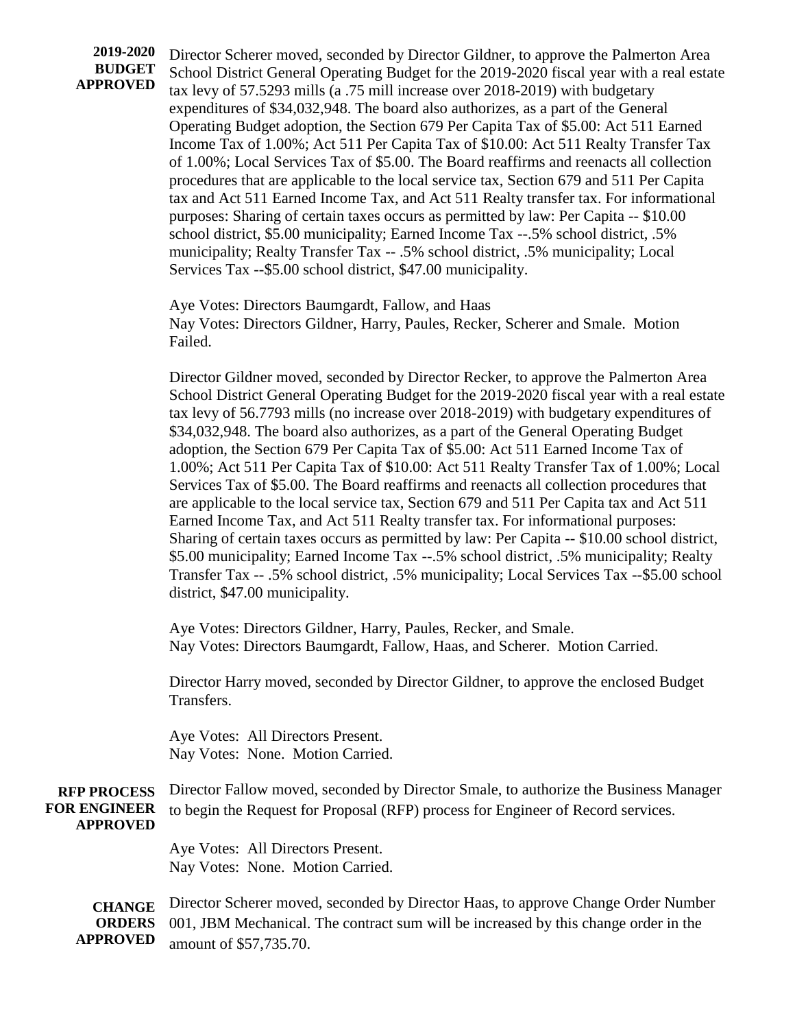**2019-2020 BUDGET APPROVED**

Director Scherer moved, seconded by Director Gildner, to approve the Palmerton Area School District General Operating Budget for the 2019-2020 fiscal year with a real estate tax levy of 57.5293 mills (a .75 mill increase over 2018-2019) with budgetary expenditures of $34,032,948. The board also authorizes, as a part of the General Operating Budget adoption, the Section 679 Per Capita Tax of $5.00: Act 511 Earned Income Tax of 1.00%; Act 511 Per Capita Tax of $10.00: Act 511 Realty Transfer Tax of 1.00%; Local Services Tax of $5.00. The Board reaffirms and reenacts all collection procedures that are applicable to the local service tax, Section 679 and 511 Per Capita tax and Act 511 Earned Income Tax, and Act 511 Realty transfer tax. For informational purposes: Sharing of certain taxes occurs as permitted by law: Per Capita -- $10.00 school district, $5.00 municipality; Earned Income Tax --.5% school district, .5% municipality; Realty Transfer Tax -- .5% school district, .5% municipality; Local Services Tax --$5.00 school district, $47.00 municipality.

Aye Votes: Directors Baumgardt, Fallow, and Haas
Nay Votes: Directors Gildner, Harry, Paules, Recker, Scherer and Smale. Motion Failed.

Director Gildner moved, seconded by Director Recker, to approve the Palmerton Area School District General Operating Budget for the 2019-2020 fiscal year with a real estate tax levy of 56.7793 mills (no increase over 2018-2019) with budgetary expenditures of $34,032,948. The board also authorizes, as a part of the General Operating Budget adoption, the Section 679 Per Capita Tax of $5.00: Act 511 Earned Income Tax of 1.00%; Act 511 Per Capita Tax of $10.00: Act 511 Realty Transfer Tax of 1.00%; Local Services Tax of $5.00. The Board reaffirms and reenacts all collection procedures that are applicable to the local service tax, Section 679 and 511 Per Capita tax and Act 511 Earned Income Tax, and Act 511 Realty transfer tax. For informational purposes: Sharing of certain taxes occurs as permitted by law: Per Capita -- $10.00 school district, $5.00 municipality; Earned Income Tax --.5% school district, .5% municipality; Realty Transfer Tax -- .5% school district, .5% municipality; Local Services Tax --$5.00 school district, $47.00 municipality.

Aye Votes: Directors Gildner, Harry, Paules, Recker, and Smale.
Nay Votes: Directors Baumgardt, Fallow, Haas, and Scherer. Motion Carried.

Director Harry moved, seconded by Director Gildner, to approve the enclosed Budget Transfers.

Aye Votes: All Directors Present.
Nay Votes: None. Motion Carried.

**RFP PROCESS FOR ENGINEER APPROVED**

Director Fallow moved, seconded by Director Smale, to authorize the Business Manager to begin the Request for Proposal (RFP) process for Engineer of Record services.

Aye Votes: All Directors Present.
Nay Votes: None. Motion Carried.

**CHANGE ORDERS APPROVED**

Director Scherer moved, seconded by Director Haas, to approve Change Order Number 001, JBM Mechanical. The contract sum will be increased by this change order in the amount of $57,735.70.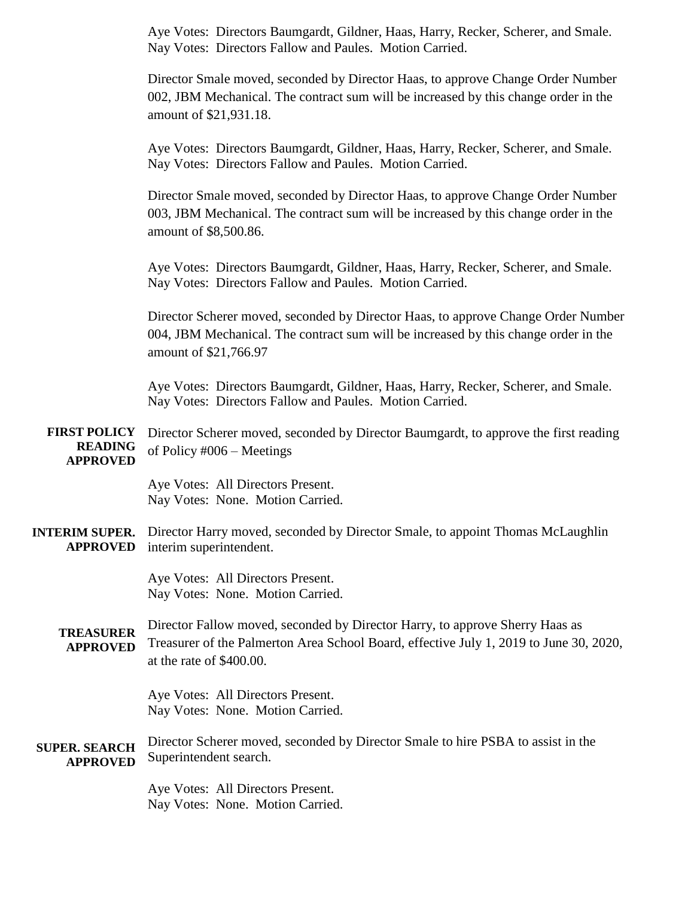Aye Votes: Directors Baumgardt, Gildner, Haas, Harry, Recker, Scherer, and Smale.
Nay Votes: Directors Fallow and Paules. Motion Carried.

Director Smale moved, seconded by Director Haas, to approve Change Order Number 002, JBM Mechanical. The contract sum will be increased by this change order in the amount of $21,931.18.

Aye Votes: Directors Baumgardt, Gildner, Haas, Harry, Recker, Scherer, and Smale.
Nay Votes: Directors Fallow and Paules. Motion Carried.

Director Smale moved, seconded by Director Haas, to approve Change Order Number 003, JBM Mechanical. The contract sum will be increased by this change order in the amount of $8,500.86.

Aye Votes: Directors Baumgardt, Gildner, Haas, Harry, Recker, Scherer, and Smale.
Nay Votes: Directors Fallow and Paules. Motion Carried.

Director Scherer moved, seconded by Director Haas, to approve Change Order Number 004, JBM Mechanical. The contract sum will be increased by this change order in the amount of $21,766.97

Aye Votes: Directors Baumgardt, Gildner, Haas, Harry, Recker, Scherer, and Smale.
Nay Votes: Directors Fallow and Paules. Motion Carried.

**FIRST POLICY READING APPROVED**

Director Scherer moved, seconded by Director Baumgardt, to approve the first reading of Policy #006 – Meetings

Aye Votes: All Directors Present.
Nay Votes: None. Motion Carried.

**INTERIM SUPER. APPROVED**

Director Harry moved, seconded by Director Smale, to appoint Thomas McLaughlin interim superintendent.

Aye Votes: All Directors Present.
Nay Votes: None. Motion Carried.

**TREASURER APPROVED**

Director Fallow moved, seconded by Director Harry, to approve Sherry Haas as Treasurer of the Palmerton Area School Board, effective July 1, 2019 to June 30, 2020, at the rate of $400.00.

Aye Votes: All Directors Present.
Nay Votes: None. Motion Carried.

**SUPER. SEARCH APPROVED**

Director Scherer moved, seconded by Director Smale to hire PSBA to assist in the Superintendent search.

Aye Votes: All Directors Present.
Nay Votes: None. Motion Carried.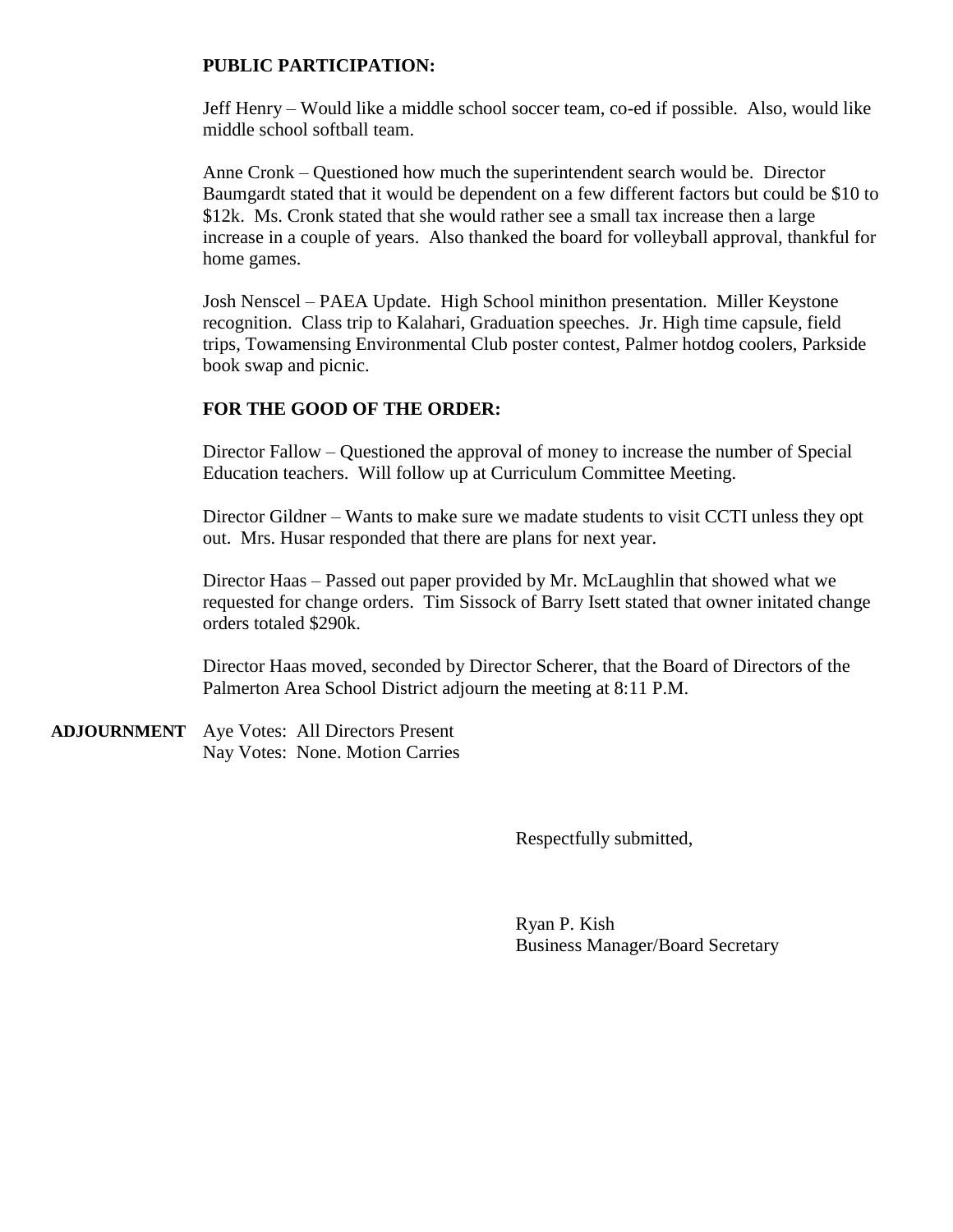**PUBLIC PARTICIPATION:**

Jeff Henry – Would like a middle school soccer team, co-ed if possible. Also, would like middle school softball team.

Anne Cronk – Questioned how much the superintendent search would be. Director Baumgardt stated that it would be dependent on a few different factors but could be $10 to $12k. Ms. Cronk stated that she would rather see a small tax increase then a large increase in a couple of years. Also thanked the board for volleyball approval, thankful for home games.

Josh Nenscel – PAEA Update. High School minithon presentation. Miller Keystone recognition. Class trip to Kalahari, Graduation speeches. Jr. High time capsule, field trips, Towamensing Environmental Club poster contest, Palmer hotdog coolers, Parkside book swap and picnic.

**FOR THE GOOD OF THE ORDER:**

Director Fallow – Questioned the approval of money to increase the number of Special Education teachers. Will follow up at Curriculum Committee Meeting.

Director Gildner – Wants to make sure we madate students to visit CCTI unless they opt out. Mrs. Husar responded that there are plans for next year.

Director Haas – Passed out paper provided by Mr. McLaughlin that showed what we requested for change orders. Tim Sissock of Barry Isett stated that owner initated change orders totaled $290k.

Director Haas moved, seconded by Director Scherer, that the Board of Directors of the Palmerton Area School District adjourn the meeting at 8:11 P.M.

**ADJOURNMENT** Aye Votes: All Directors Present
Nay Votes: None. Motion Carries

Respectfully submitted,

Ryan P. Kish
Business Manager/Board Secretary